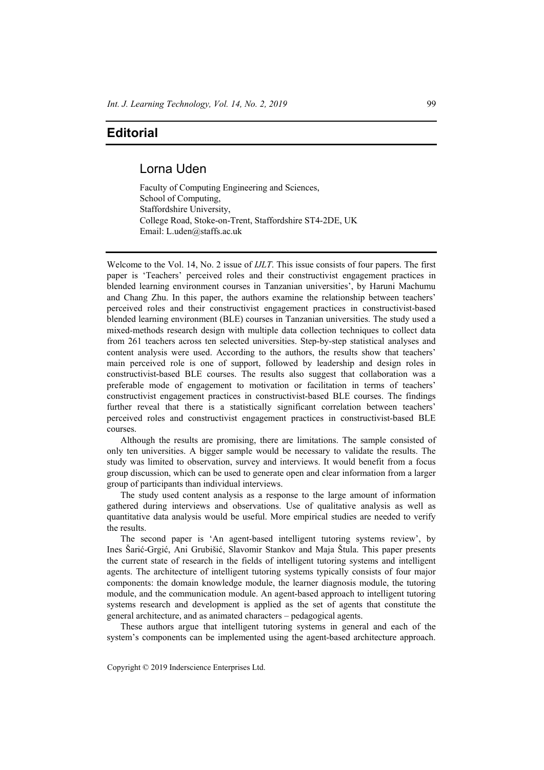# Editorial

## Lorna Uden

Faculty of Computing Engineering and Sciences,
School of Computing,
Staffordshire University,
College Road, Stoke-on-Trent, Staffordshire ST4-2DE, UK
Email: L.uden@staffs.ac.uk

Welcome to the Vol. 14, No. 2 issue of *IJLT*. This issue consists of four papers. The first paper is 'Teachers' perceived roles and their constructivist engagement practices in blended learning environment courses in Tanzanian universities', by Haruni Machumu and Chang Zhu. In this paper, the authors examine the relationship between teachers' perceived roles and their constructivist engagement practices in constructivist-based blended learning environment (BLE) courses in Tanzanian universities. The study used a mixed-methods research design with multiple data collection techniques to collect data from 261 teachers across ten selected universities. Step-by-step statistical analyses and content analysis were used. According to the authors, the results show that teachers' main perceived role is one of support, followed by leadership and design roles in constructivist-based BLE courses. The results also suggest that collaboration was a preferable mode of engagement to motivation or facilitation in terms of teachers' constructivist engagement practices in constructivist-based BLE courses. The findings further reveal that there is a statistically significant correlation between teachers' perceived roles and constructivist engagement practices in constructivist-based BLE courses.

Although the results are promising, there are limitations. The sample consisted of only ten universities. A bigger sample would be necessary to validate the results. The study was limited to observation, survey and interviews. It would benefit from a focus group discussion, which can be used to generate open and clear information from a larger group of participants than individual interviews.

The study used content analysis as a response to the large amount of information gathered during interviews and observations. Use of qualitative analysis as well as quantitative data analysis would be useful. More empirical studies are needed to verify the results.

The second paper is 'An agent-based intelligent tutoring systems review', by Ines Šarić-Grgić, Ani Grubišić, Slavomir Stankov and Maja Štula. This paper presents the current state of research in the fields of intelligent tutoring systems and intelligent agents. The architecture of intelligent tutoring systems typically consists of four major components: the domain knowledge module, the learner diagnosis module, the tutoring module, and the communication module. An agent-based approach to intelligent tutoring systems research and development is applied as the set of agents that constitute the general architecture, and as animated characters – pedagogical agents.

These authors argue that intelligent tutoring systems in general and each of the system's components can be implemented using the agent-based architecture approach.

Copyright © 2019 Inderscience Enterprises Ltd.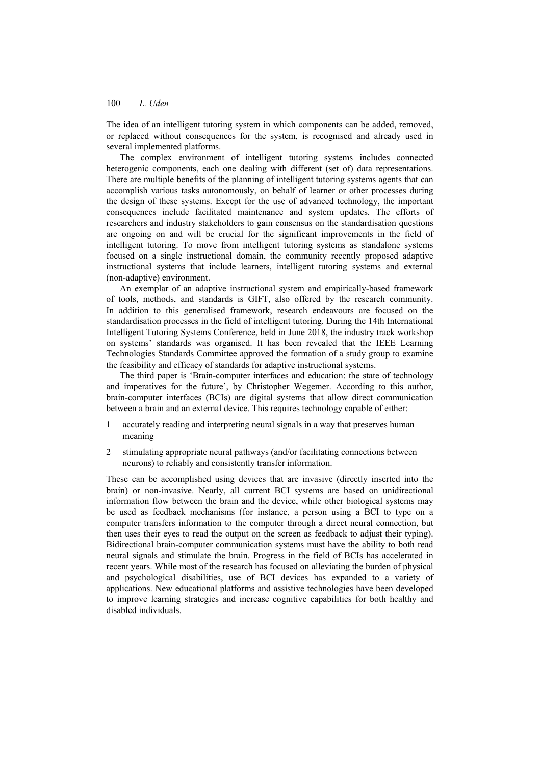The idea of an intelligent tutoring system in which components can be added, removed, or replaced without consequences for the system, is recognised and already used in several implemented platforms.

The complex environment of intelligent tutoring systems includes connected heterogenic components, each one dealing with different (set of) data representations. There are multiple benefits of the planning of intelligent tutoring systems agents that can accomplish various tasks autonomously, on behalf of learner or other processes during the design of these systems. Except for the use of advanced technology, the important consequences include facilitated maintenance and system updates. The efforts of researchers and industry stakeholders to gain consensus on the standardisation questions are ongoing on and will be crucial for the significant improvements in the field of intelligent tutoring. To move from intelligent tutoring systems as standalone systems focused on a single instructional domain, the community recently proposed adaptive instructional systems that include learners, intelligent tutoring systems and external (non-adaptive) environment.

An exemplar of an adaptive instructional system and empirically-based framework of tools, methods, and standards is GIFT, also offered by the research community. In addition to this generalised framework, research endeavours are focused on the standardisation processes in the field of intelligent tutoring. During the 14th International Intelligent Tutoring Systems Conference, held in June 2018, the industry track workshop on systems' standards was organised. It has been revealed that the IEEE Learning Technologies Standards Committee approved the formation of a study group to examine the feasibility and efficacy of standards for adaptive instructional systems.

The third paper is 'Brain-computer interfaces and education: the state of technology and imperatives for the future', by Christopher Wegemer. According to this author, brain-computer interfaces (BCIs) are digital systems that allow direct communication between a brain and an external device. This requires technology capable of either:

1. accurately reading and interpreting neural signals in a way that preserves human meaning
2. stimulating appropriate neural pathways (and/or facilitating connections between neurons) to reliably and consistently transfer information.

These can be accomplished using devices that are invasive (directly inserted into the brain) or non-invasive. Nearly, all current BCI systems are based on unidirectional information flow between the brain and the device, while other biological systems may be used as feedback mechanisms (for instance, a person using a BCI to type on a computer transfers information to the computer through a direct neural connection, but then uses their eyes to read the output on the screen as feedback to adjust their typing). Bidirectional brain-computer communication systems must have the ability to both read neural signals and stimulate the brain. Progress in the field of BCIs has accelerated in recent years. While most of the research has focused on alleviating the burden of physical and psychological disabilities, use of BCI devices has expanded to a variety of applications. New educational platforms and assistive technologies have been developed to improve learning strategies and increase cognitive capabilities for both healthy and disabled individuals.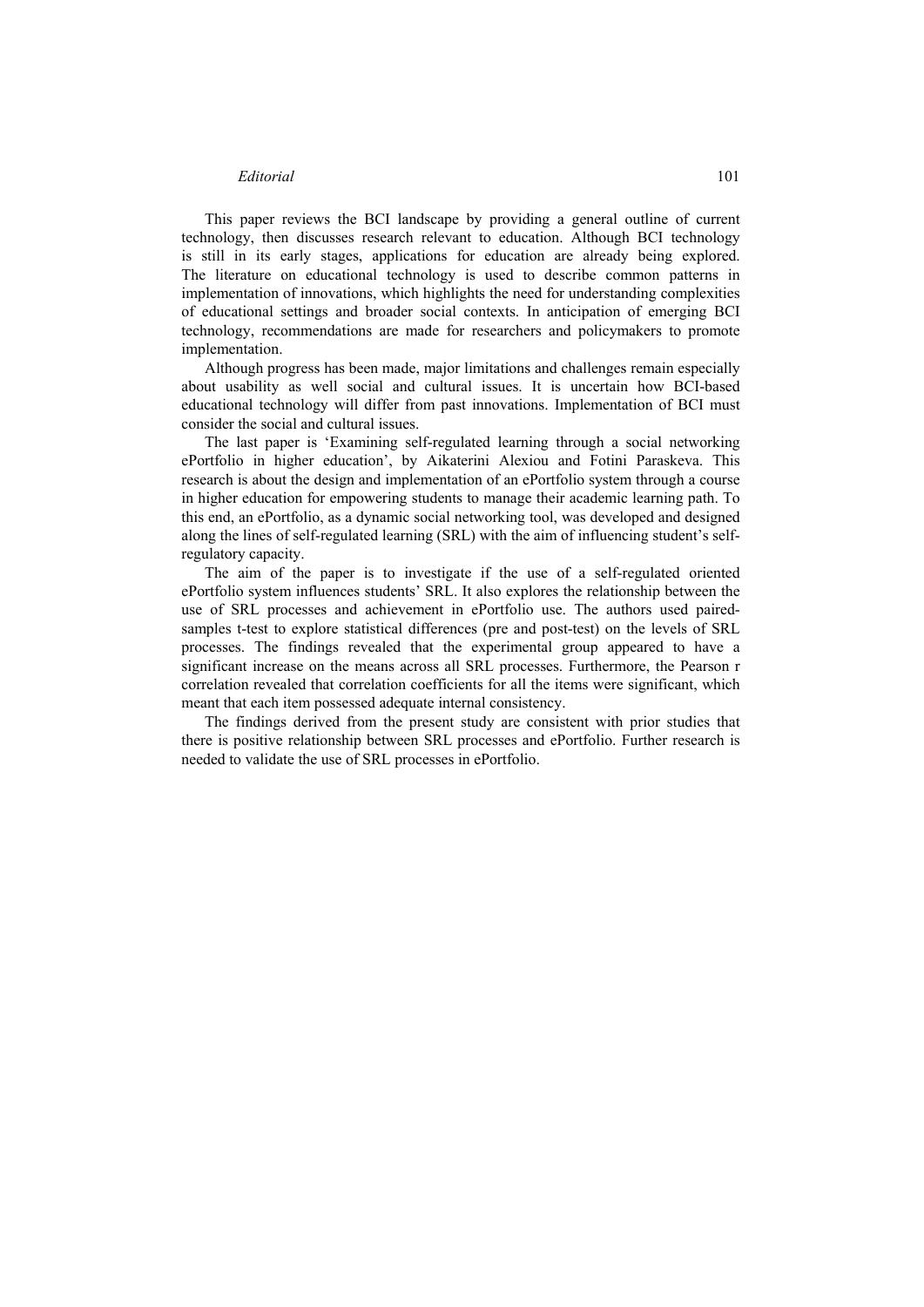This paper reviews the BCI landscape by providing a general outline of current technology, then discusses research relevant to education. Although BCI technology is still in its early stages, applications for education are already being explored. The literature on educational technology is used to describe common patterns in implementation of innovations, which highlights the need for understanding complexities of educational settings and broader social contexts. In anticipation of emerging BCI technology, recommendations are made for researchers and policymakers to promote implementation.

Although progress has been made, major limitations and challenges remain especially about usability as well social and cultural issues. It is uncertain how BCI-based educational technology will differ from past innovations. Implementation of BCI must consider the social and cultural issues.

The last paper is 'Examining self-regulated learning through a social networking ePortfolio in higher education', by Aikaterini Alexiou and Fotini Paraskeva. This research is about the design and implementation of an ePortfolio system through a course in higher education for empowering students to manage their academic learning path. To this end, an ePortfolio, as a dynamic social networking tool, was developed and designed along the lines of self-regulated learning (SRL) with the aim of influencing student's self-regulatory capacity.

The aim of the paper is to investigate if the use of a self-regulated oriented ePortfolio system influences students' SRL. It also explores the relationship between the use of SRL processes and achievement in ePortfolio use. The authors used paired-samples t-test to explore statistical differences (pre and post-test) on the levels of SRL processes. The findings revealed that the experimental group appeared to have a significant increase on the means across all SRL processes. Furthermore, the Pearson r correlation revealed that correlation coefficients for all the items were significant, which meant that each item possessed adequate internal consistency.

The findings derived from the present study are consistent with prior studies that there is positive relationship between SRL processes and ePortfolio. Further research is needed to validate the use of SRL processes in ePortfolio.